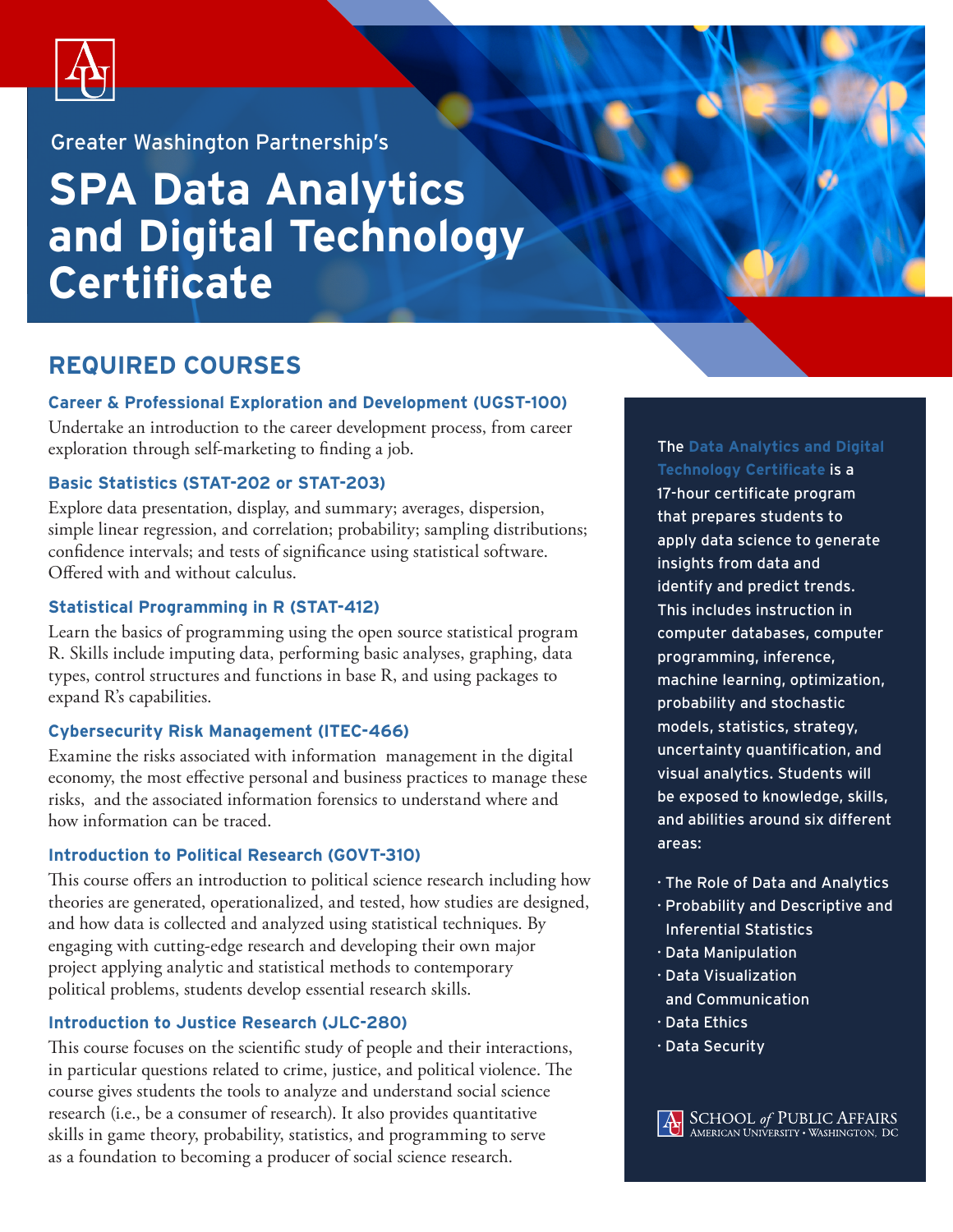Greater Washington Partnership's

# SPA Data Analytics and Digital Technology Certificate

## REQUIRED COURSES

### Career & Professional Exploration and Development (UGST-100)

Undertake an introduction to the career development process, from career exploration through self-marketing to finding a job.

### Basic Statistics (STAT-202 or STAT-203)

Explore data presentation, display, and summary; averages, dispersion, simple linear regression, and correlation; probability; sampling distributions; confidence intervals; and tests of significance using statistical software. Offered with and without calculus.

### Statistical Programming in R (STAT-412)

Learn the basics of programming using the open source statistical program R. Skills include imputing data, performing basic analyses, graphing, data types, control structures and functions in base R, and using packages to expand R's capabilities.

### Cybersecurity Risk Management (ITEC-466)

Examine the risks associated with information management in the digital economy, the most effective personal and business practices to manage these risks, and the associated information forensics to understand where and how information can be traced.

### Introduction to Political Research (GOVT-310)

This course offers an introduction to political science research including how theories are generated, operationalized, and tested, how studies are designed, and how data is collected and analyzed using statistical techniques. By engaging with cutting-edge research and developing their own major project applying analytic and statistical methods to contemporary political problems, students develop essential research skills.

### Introduction to Justice Research (JLC-280)

This course focuses on the scientific study of people and their interactions, in particular questions related to crime, justice, and political violence. The course gives students the tools to analyze and understand social science research (i.e., be a consumer of research). It also provides quantitative skills in game theory, probability, statistics, and programming to serve as a foundation to becoming a producer of social science research.

The **Data Analytics and Digital Technology Certificate** is a 17-hour certificate program that prepares students to apply data science to generate insights from data and identify and predict trends. This includes instruction in computer databases, computer programming, inference, machine learning, optimization, probability and stochastic models, statistics, strategy, uncertainty quantification, and visual analytics. Students will be exposed to knowledge, skills, and abilities around six different areas:

- The Role of Data and Analytics
- Probability and Descriptive and Inferential Statistics
- Data Manipulation
- Data Visualization and Communication
- Data Ethics
- Data Security

School *of* Public Affairs
American University • Washington, DC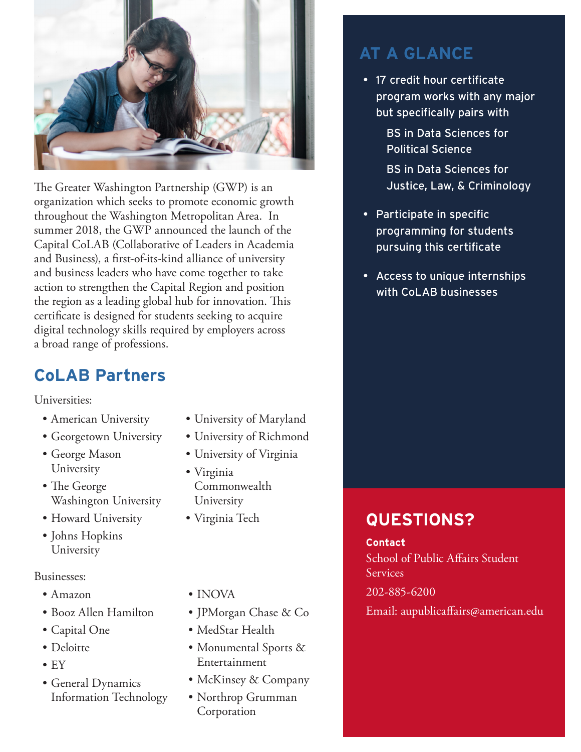The Greater Washington Partnership (GWP) is an organization which seeks to promote economic growth throughout the Washington Metropolitan Area. In summer 2018, the GWP announced the launch of the Capital CoLAB (Collaborative of Leaders in Academia and Business), a first-of-its-kind alliance of university and business leaders who have come together to take action to strengthen the Capital Region and position the region as a leading global hub for innovation. This certificate is designed for students seeking to acquire digital technology skills required by employers across a broad range of professions.

## CoLAB Partners

Universities:

- American University
- Georgetown University
- George Mason University
- The George Washington University
- Howard University
- Johns Hopkins University
- University of Maryland
- University of Richmond
- University of Virginia
- Virginia Commonwealth University
- Virginia Tech

Businesses:

- Amazon
- Booz Allen Hamilton
- Capital One
- Deloitte
- EY
- General Dynamics Information Technology
- INOVA
- JPMorgan Chase & Co
- MedStar Health
- Monumental Sports & Entertainment
- McKinsey & Company
- Northrop Grumman Corporation

## AT A GLANCE

- 17 credit hour certificate program works with any major but specifically pairs with
  - BS in Data Sciences for Political Science
  - BS in Data Sciences for Justice, Law, & Criminology
- Participate in specific programming for students pursuing this certificate
- Access to unique internships with CoLAB businesses

## QUESTIONS?

**Contact**

School of Public Affairs Student Services

202-885-6200

Email: aupublicaffairs@american.edu